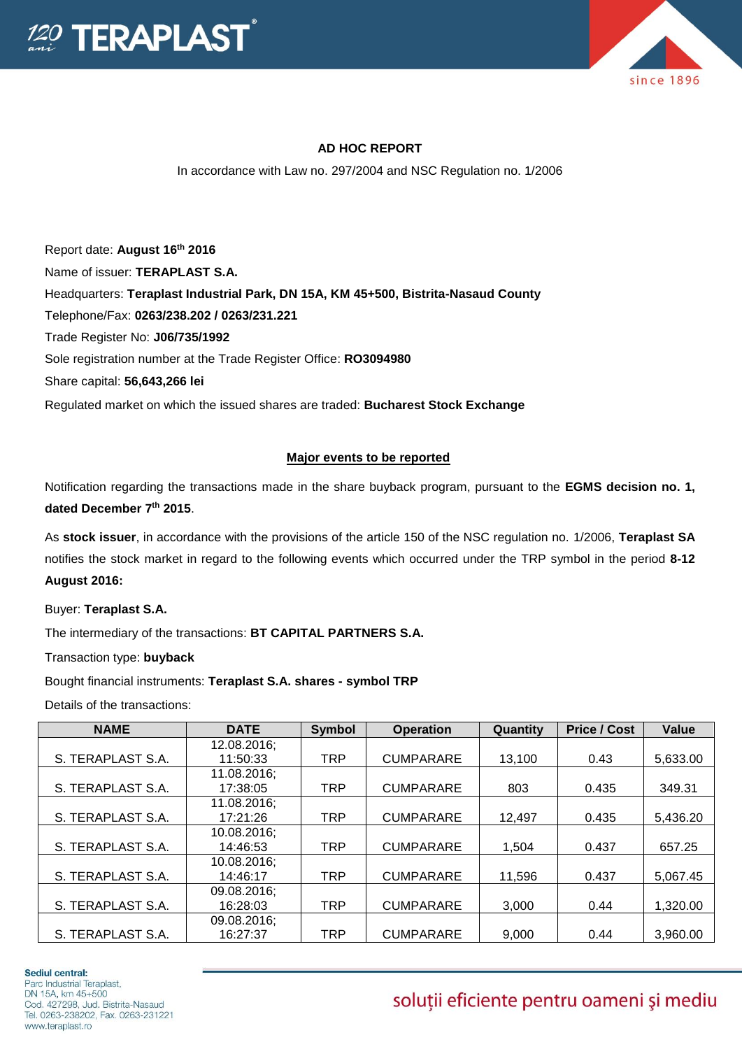## AD HOC REPORT

In accordance with Law no. 297/2004 and NSC Regulation no. 1/2006

Report date: **August 16th 2016**

Name of issuer: **TERAPLAST S.A.**

Headquarters: **Teraplast Industrial Park, DN 15A, KM 45+500, Bistrita-Nasaud County**

Telephone/Fax: **0263/238.202 / 0263/231.221**

Trade Register No: **J06/735/1992**

Sole registration number at the Trade Register Office: **RO3094980**

Share capital: **56,643,266 lei**

Regulated market on which the issued shares are traded: **Bucharest Stock Exchange**

**Major events to be reported**

Notification regarding the transactions made in the share buyback program, pursuant to the **EGMS decision no. 1, dated December 7th 2015**.

As **stock issuer**, in accordance with the provisions of the article 150 of the NSC regulation no. 1/2006, **Teraplast SA** notifies the stock market in regard to the following events which occurred under the TRP symbol in the period **8-12 August 2016:**

Buyer: **Teraplast S.A.**

The intermediary of the transactions: **BT CAPITAL PARTNERS S.A.**

Transaction type: **buyback**

Bought financial instruments: **Teraplast S.A. shares - symbol TRP**

Details of the transactions:

| NAME | DATE | Symbol | Operation | Quantity | Price / Cost | Value |
|---|---|---|---|---|---|---|
| S. TERAPLAST S.A. | 12.08.2016; 11:50:33 | TRP | CUMPARARE | 13,100 | 0.43 | 5,633.00 |
| S. TERAPLAST S.A. | 11.08.2016; 17:38:05 | TRP | CUMPARARE | 803 | 0.435 | 349.31 |
| S. TERAPLAST S.A. | 11.08.2016; 17:21:26 | TRP | CUMPARARE | 12,497 | 0.435 | 5,436.20 |
| S. TERAPLAST S.A. | 10.08.2016; 14:46:53 | TRP | CUMPARARE | 1,504 | 0.437 | 657.25 |
| S. TERAPLAST S.A. | 10.08.2016; 14:46:17 | TRP | CUMPARARE | 11,596 | 0.437 | 5,067.45 |
| S. TERAPLAST S.A. | 09.08.2016; 16:28:03 | TRP | CUMPARARE | 3,000 | 0.44 | 1,320.00 |
| S. TERAPLAST S.A. | 09.08.2016; 16:27:37 | TRP | CUMPARARE | 9,000 | 0.44 | 3,960.00 |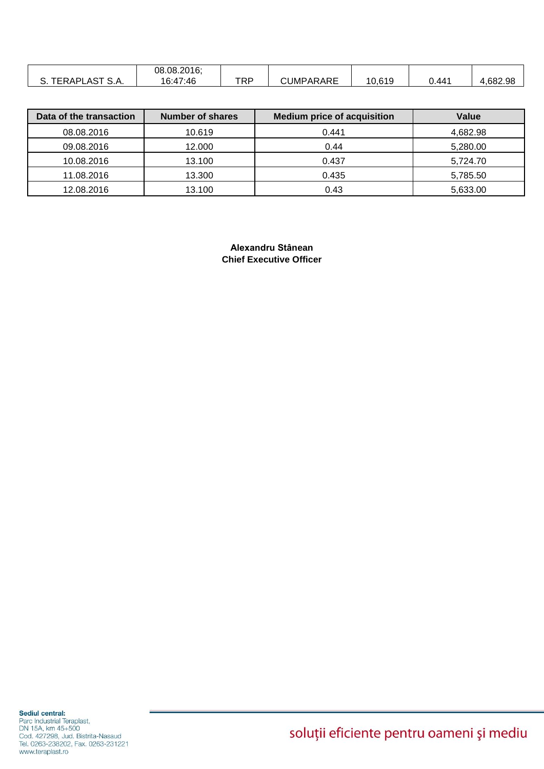| | | | | | | |
|---|---|---|---|---|---|---|
| S. TERAPLAST S.A. | 08.08.2016; 16:47:46 | TRP | CUMPARARE | 10,619 | 0.441 | 4,682.98 |

| Data of the transaction | Number of shares | Medium price of acquisition | Value |
|---|---|---|---|
| 08.08.2016 | 10.619 | 0.441 | 4,682.98 |
| 09.08.2016 | 12.000 | 0.44 | 5,280.00 |
| 10.08.2016 | 13.100 | 0.437 | 5,724.70 |
| 11.08.2016 | 13.300 | 0.435 | 5,785.50 |
| 12.08.2016 | 13.100 | 0.43 | 5,633.00 |

**Alexandru Stânean**
**Chief Executive Officer**